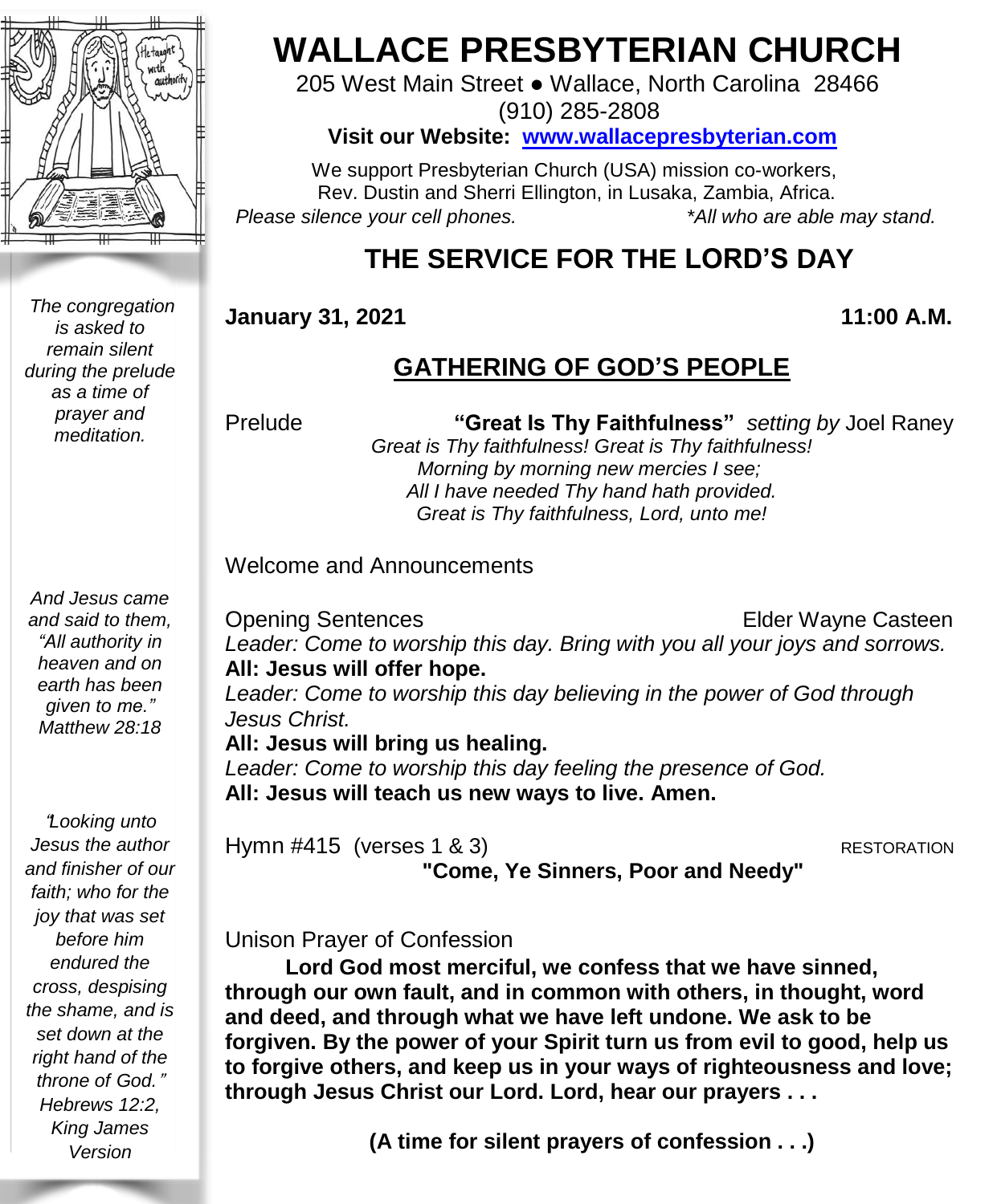# WALLACE PRESBYTERIAN CHURCH

205 West Main Street ● Wallace, North Carolina 28466
(910) 285-2808

**Visit our Website: [www.wallacepresbyterian.com](http://www.wallacepresbyterian.com)**

We support Presbyterian Church (USA) mission co-workers, Rev. Dustin and Sherri Ellington, in Lusaka, Zambia, Africa.

*Please silence your cell phones.* *\*All who are able may stand.*

## THE SERVICE FOR THE LORD'S DAY

**January 31, 2021** **11:00 A.M.**

### GATHERING OF GOD'S PEOPLE

*The congregation is asked to remain silent during the prelude as a time of prayer and meditation.*

Prelude **"Great Is Thy Faithfulness"** *setting by* Joel Raney

*Great is Thy faithfulness! Great is Thy faithfulness!*
*Morning by morning new mercies I see;*
*All I have needed Thy hand hath provided.*
*Great is Thy faithfulness, Lord, unto me!*

Welcome and Announcements

*And Jesus came and said to them, "All authority in heaven and on earth has been given to me." Matthew 28:18*

Opening Sentences Elder Wayne Casteen

*Leader: Come to worship this day. Bring with you all your joys and sorrows.*
**All: Jesus will offer hope.**
*Leader: Come to worship this day believing in the power of God through Jesus Christ.*
**All: Jesus will bring us healing.**
*Leader: Come to worship this day feeling the presence of God.*
**All: Jesus will teach us new ways to live. Amen.**

*"Looking unto Jesus the author and finisher of our faith; who for the joy that was set before him endured the cross, despising the shame, and is set down at the right hand of the throne of God." Hebrews 12:2, King James Version*

Hymn #415 (verses 1 & 3) RESTORATION
**"Come, Ye Sinners, Poor and Needy"**

Unison Prayer of Confession

**Lord God most merciful, we confess that we have sinned, through our own fault, and in common with others, in thought, word and deed, and through what we have left undone. We ask to be forgiven. By the power of your Spirit turn us from evil to good, help us to forgive others, and keep us in your ways of righteousness and love; through Jesus Christ our Lord. Lord, hear our prayers . . .**

**(A time for silent prayers of confession . . .)**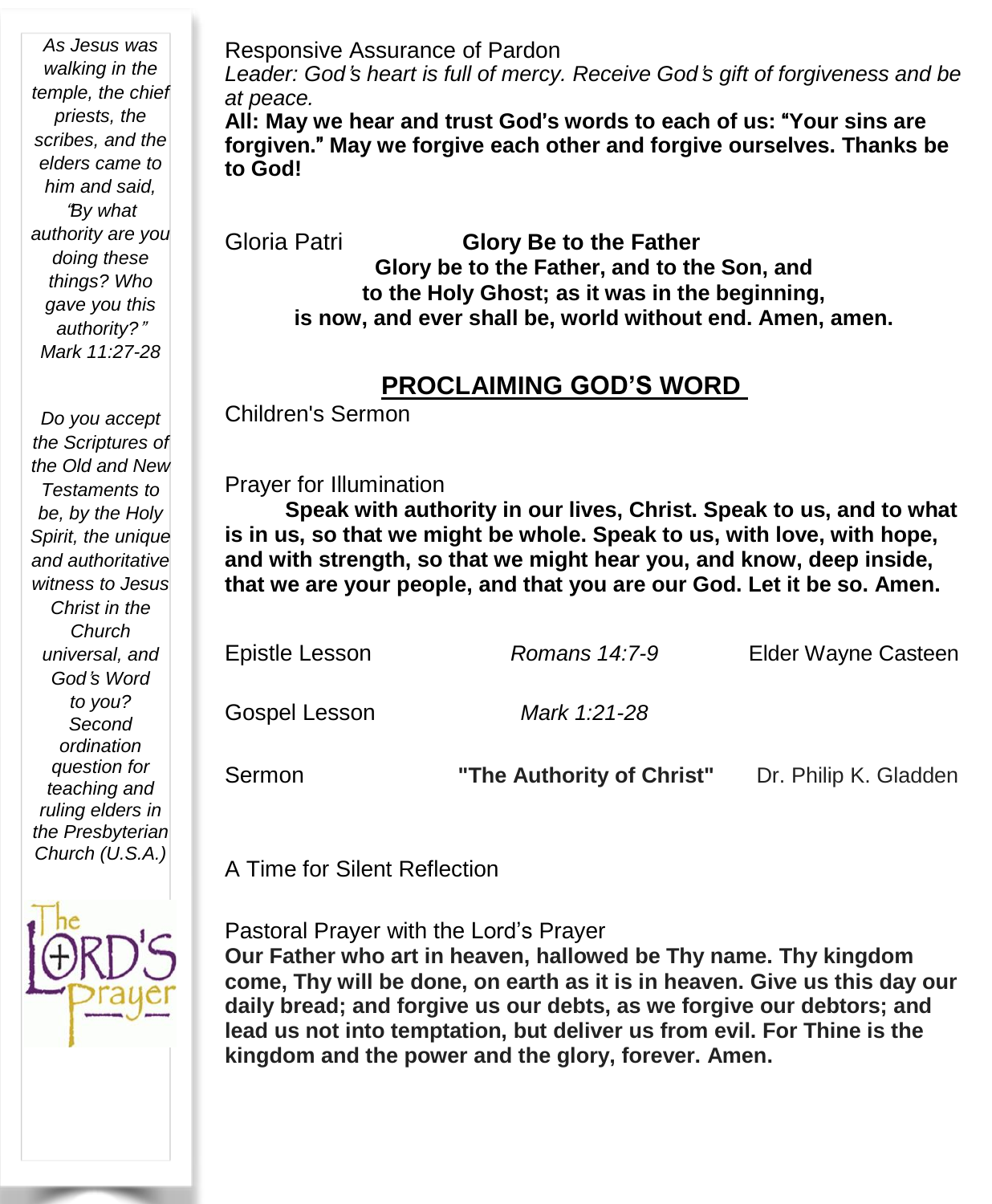*As Jesus was walking in the temple, the chief priests, the scribes, and the elders came to him and said, "By what authority are you doing these things? Who gave you this authority?" Mark 11:27-28*

*Do you accept the Scriptures of the Old and New Testaments to be, by the Holy Spirit, the unique and authoritative witness to Jesus Christ in the Church universal, and God's Word to you? Second ordination question for teaching and ruling elders in the Presbyterian Church (U.S.A.)*

The Lord's Prayer

Responsive Assurance of Pardon

*Leader: God's heart is full of mercy. Receive God's gift of forgiveness and be at peace.*

**All: May we hear and trust God's words to each of us: "Your sins are forgiven." May we forgive each other and forgive ourselves. Thanks be to God!**

Gloria Patri **Glory Be to the Father**

**Glory be to the Father, and to the Son, and**
**to the Holy Ghost; as it was in the beginning,**
**is now, and ever shall be, world without end. Amen, amen.**

## PROCLAIMING GOD'S WORD

Children's Sermon

Prayer for Illumination

**Speak with authority in our lives, Christ. Speak to us, and to what is in us, so that we might be whole. Speak to us, with love, with hope, and with strength, so that we might hear you, and know, deep inside, that we are your people, and that you are our God. Let it be so. Amen.**

Epistle Lesson *Romans 14:7-9* Elder Wayne Casteen

Gospel Lesson *Mark 1:21-28*

Sermon **"The Authority of Christ"** Dr. Philip K. Gladden

A Time for Silent Reflection

Pastoral Prayer with the Lord's Prayer

**Our Father who art in heaven, hallowed be Thy name. Thy kingdom come, Thy will be done, on earth as it is in heaven. Give us this day our daily bread; and forgive us our debts, as we forgive our debtors; and lead us not into temptation, but deliver us from evil. For Thine is the kingdom and the power and the glory, forever. Amen.**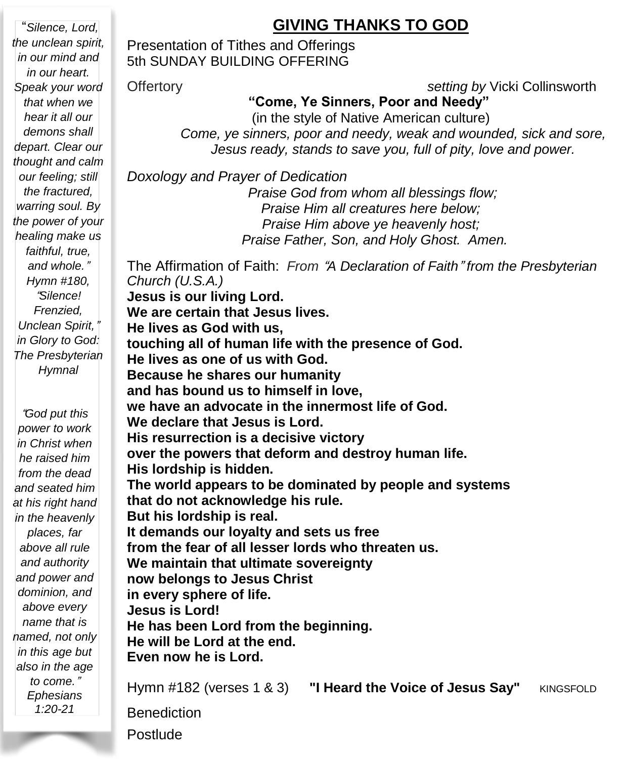*“Silence, Lord, the unclean spirit, in our mind and in our heart. Speak your word that when we hear it all our demons shall depart. Clear our thought and calm our feeling; still the fractured, warring soul. By the power of your healing make us faithful, true, and whole.” Hymn #180, “Silence! Frenzied, Unclean Spirit,” in Glory to God: The Presbyterian Hymnal*

*“God put this power to work in Christ when he raised him from the dead and seated him at his right hand in the heavenly places, far above all rule and authority and power and dominion, and above every name that is named, not only in this age but also in the age to come.” Ephesians 1:20-21*

## GIVING THANKS TO GOD

Presentation of Tithes and Offerings
5th SUNDAY BUILDING OFFERING

Offertory *setting by* Vicki Collinsworth

**“Come, Ye Sinners, Poor and Needy”**
(in the style of Native American culture)

*Come, ye sinners, poor and needy, weak and wounded, sick and sore,*
*Jesus ready, stands to save you, full of pity, love and power.*

*Doxology and Prayer of Dedication*

*Praise God from whom all blessings flow;*
*Praise Him all creatures here below;*
*Praise Him above ye heavenly host;*
*Praise Father, Son, and Holy Ghost. Amen.*

The Affirmation of Faith: *From “A Declaration of Faith” from the Presbyterian Church (U.S.A.)*

**Jesus is our living Lord.**
**We are certain that Jesus lives.**
**He lives as God with us,**
**touching all of human life with the presence of God.**
**He lives as one of us with God.**
**Because he shares our humanity**
**and has bound us to himself in love,**
**we have an advocate in the innermost life of God.**
**We declare that Jesus is Lord.**
**His resurrection is a decisive victory**
**over the powers that deform and destroy human life.**
**His lordship is hidden.**
**The world appears to be dominated by people and systems**
**that do not acknowledge his rule.**
**But his lordship is real.**
**It demands our loyalty and sets us free**
**from the fear of all lesser lords who threaten us.**
**We maintain that ultimate sovereignty**
**now belongs to Jesus Christ**
**in every sphere of life.**
**Jesus is Lord!**
**He has been Lord from the beginning.**
**He will be Lord at the end.**
**Even now he is Lord.**

Hymn #182 (verses 1 & 3) **"I Heard the Voice of Jesus Say"** KINGSFOLD

Benediction

Postlude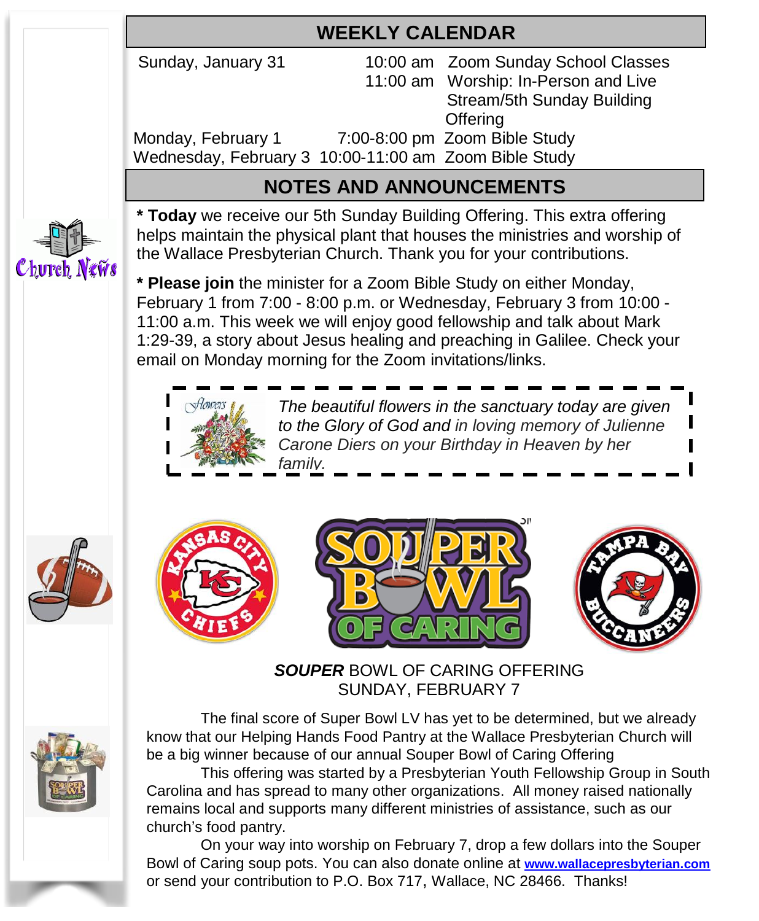## WEEKLY CALENDAR

| | | |
|---|---|---|
| Sunday, January 31 | 10:00 am | Zoom Sunday School Classes |
| | 11:00 am | Worship: In-Person and Live Stream/5th Sunday Building Offering |
| Monday, February 1 | 7:00-8:00 pm | Zoom Bible Study |
| Wednesday, February 3 | 10:00-11:00 am | Zoom Bible Study |

## NOTES AND ANNOUNCEMENTS

Church News

* **Today** we receive our 5th Sunday Building Offering. This extra offering helps maintain the physical plant that houses the ministries and worship of the Wallace Presbyterian Church. Thank you for your contributions.

* **Please join** the minister for a Zoom Bible Study on either Monday, February 1 from 7:00 - 8:00 p.m. or Wednesday, February 3 from 10:00 - 11:00 a.m. This week we will enjoy good fellowship and talk about Mark 1:29-39, a story about Jesus healing and preaching in Galilee. Check your email on Monday morning for the Zoom invitations/links.

*The beautiful flowers in the sanctuary today are given to the Glory of God and in loving memory of Julienne Carone Diers on your Birthday in Heaven by her family.*

***SOUPER*** **BOWL OF CARING OFFERING**
**SUNDAY, FEBRUARY 7**

The final score of Super Bowl LV has yet to be determined, but we already know that our Helping Hands Food Pantry at the Wallace Presbyterian Church will be a big winner because of our annual Souper Bowl of Caring Offering

This offering was started by a Presbyterian Youth Fellowship Group in South Carolina and has spread to many other organizations. All money raised nationally remains local and supports many different ministries of assistance, such as our church's food pantry.

On your way into worship on February 7, drop a few dollars into the Souper Bowl of Caring soup pots. You can also donate online at **www.wallacepresbyterian.com** or send your contribution to P.O. Box 717, Wallace, NC 28466. Thanks!